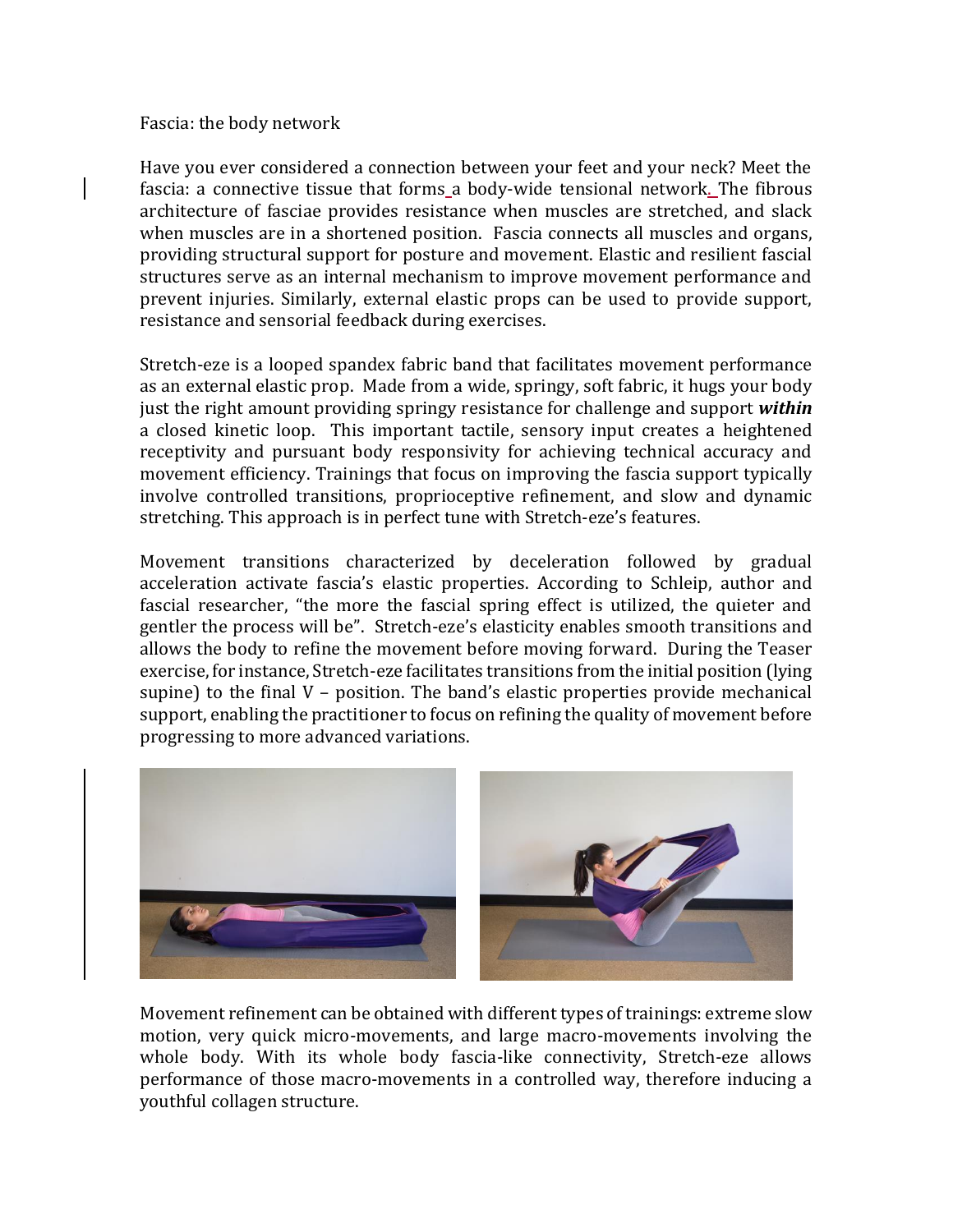Fascia: the body network

Have you ever considered a connection between your feet and your neck? Meet the fascia: a connective tissue that forms a body-wide tensional network. The fibrous architecture of fasciae provides resistance when muscles are stretched, and slack when muscles are in a shortened position. Fascia connects all muscles and organs, providing structural support for posture and movement. Elastic and resilient fascial structures serve as an internal mechanism to improve movement performance and prevent injuries. Similarly, external elastic props can be used to provide support, resistance and sensorial feedback during exercises.

Stretch-eze is a looped spandex fabric band that facilitates movement performance as an external elastic prop. Made from a wide, springy, soft fabric, it hugs your body just the right amount providing springy resistance for challenge and support ***within*** a closed kinetic loop. This important tactile, sensory input creates a heightened receptivity and pursuant body responsivity for achieving technical accuracy and movement efficiency. Trainings that focus on improving the fascia support typically involve controlled transitions, proprioceptive refinement, and slow and dynamic stretching. This approach is in perfect tune with Stretch-eze's features.

Movement transitions characterized by deceleration followed by gradual acceleration activate fascia's elastic properties. According to Schleip, author and fascial researcher, "the more the fascial spring effect is utilized, the quieter and gentler the process will be". Stretch-eze's elasticity enables smooth transitions and allows the body to refine the movement before moving forward. During the Teaser exercise, for instance, Stretch-eze facilitates transitions from the initial position (lying supine) to the final V – position. The band's elastic properties provide mechanical support, enabling the practitioner to focus on refining the quality of movement before progressing to more advanced variations.

Movement refinement can be obtained with different types of trainings: extreme slow motion, very quick micro-movements, and large macro-movements involving the whole body. With its whole body fascia-like connectivity, Stretch-eze allows performance of those macro-movements in a controlled way, therefore inducing a youthful collagen structure.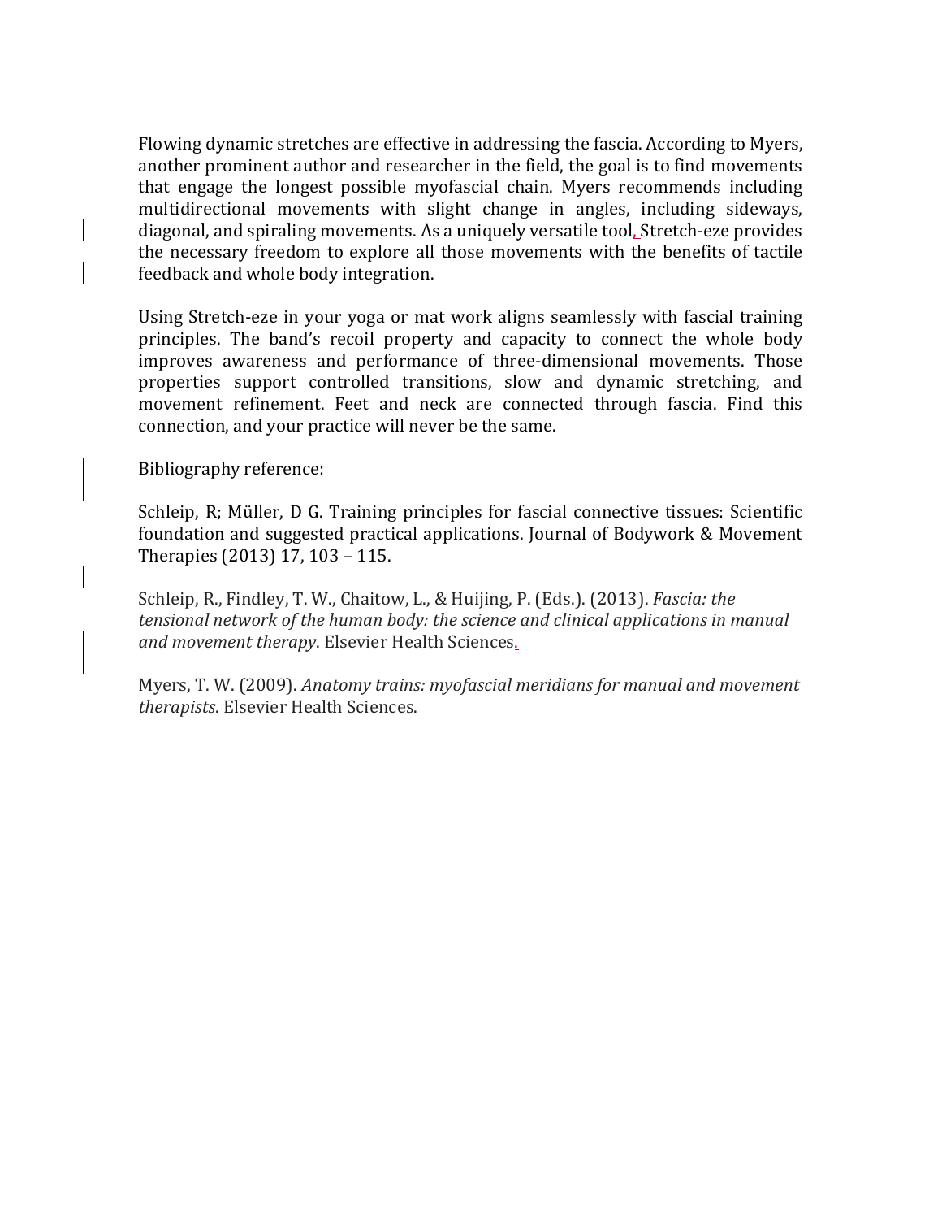Flowing dynamic stretches are effective in addressing the fascia. According to Myers, another prominent author and researcher in the field, the goal is to find movements that engage the longest possible myofascial chain. Myers recommends including multidirectional movements with slight change in angles, including sideways, diagonal, and spiraling movements. As a uniquely versatile tool, Stretch-eze provides the necessary freedom to explore all those movements with the benefits of tactile feedback and whole body integration.

Using Stretch-eze in your yoga or mat work aligns seamlessly with fascial training principles. The band's recoil property and capacity to connect the whole body improves awareness and performance of three-dimensional movements. Those properties support controlled transitions, slow and dynamic stretching, and movement refinement. Feet and neck are connected through fascia. Find this connection, and your practice will never be the same.

Bibliography reference:

Schleip, R; Müller, D G. Training principles for fascial connective tissues: Scientific foundation and suggested practical applications. Journal of Bodywork & Movement Therapies (2013) 17, 103 – 115.

Schleip, R., Findley, T. W., Chaitow, L., & Huijing, P. (Eds.). (2013). *Fascia: the tensional network of the human body: the science and clinical applications in manual and movement therapy*. Elsevier Health Sciences.

Myers, T. W. (2009). *Anatomy trains: myofascial meridians for manual and movement therapists*. Elsevier Health Sciences.